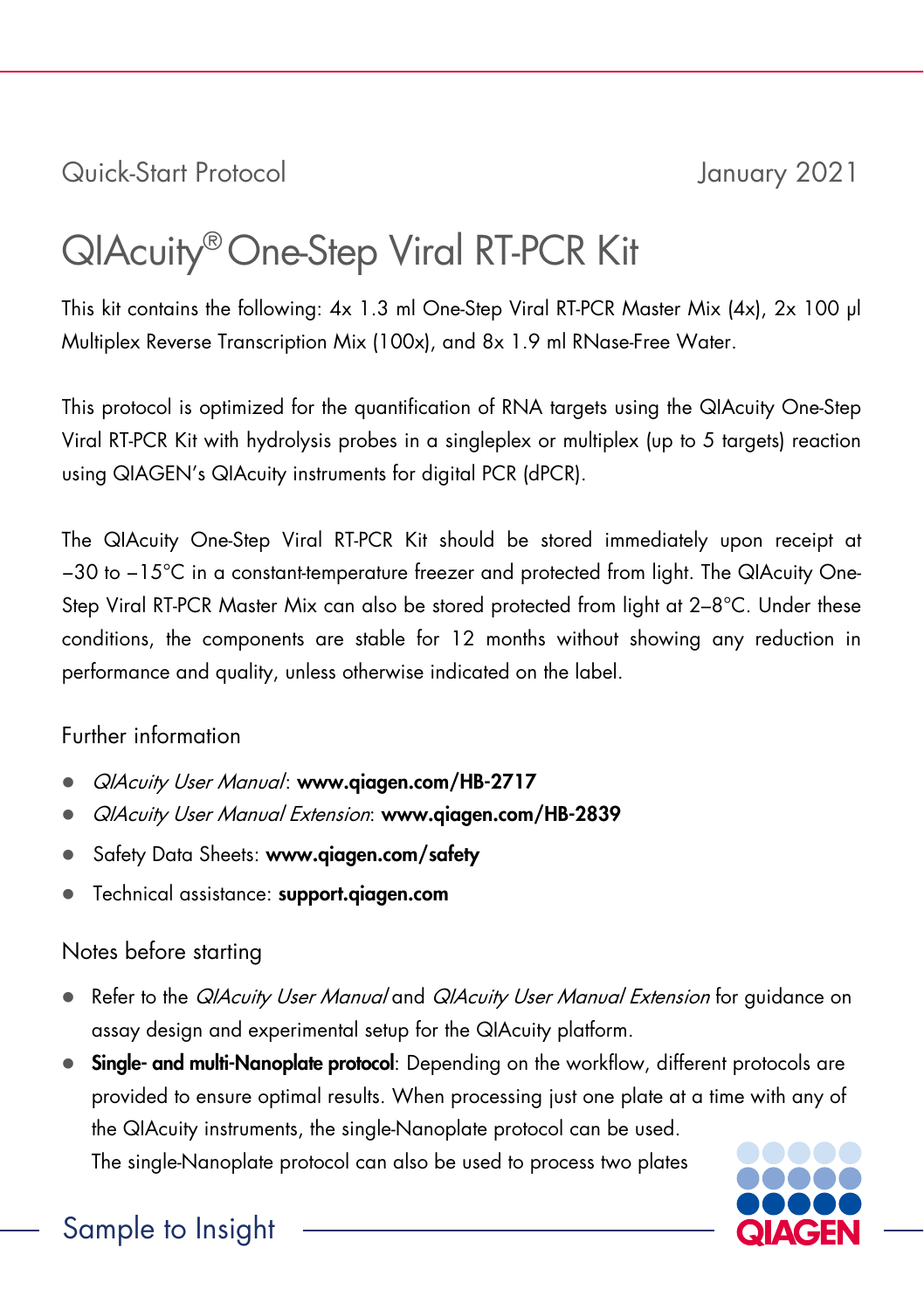Quick-Start Protocol

January 2021

# QIAcuity® One-Step Viral RT-PCR Kit

This kit contains the following: 4x 1.3 ml One-Step Viral RT-PCR Master Mix (4x), 2x 100 µl Multiplex Reverse Transcription Mix (100x), and 8x 1.9 ml RNase-Free Water.

This protocol is optimized for the quantification of RNA targets using the QIAcuity One-Step Viral RT-PCR Kit with hydrolysis probes in a singleplex or multiplex (up to 5 targets) reaction using QIAGEN's QIAcuity instruments for digital PCR (dPCR).

The QIAcuity One-Step Viral RT-PCR Kit should be stored immediately upon receipt at −30 to −15°C in a constant-temperature freezer and protected from light. The QIAcuity One-Step Viral RT-PCR Master Mix can also be stored protected from light at 2–8°C. Under these conditions, the components are stable for 12 months without showing any reduction in performance and quality, unless otherwise indicated on the label.

## Further information

- *QIAcuity User Manual*: **www.qiagen.com/HB-2717**
- *QIAcuity User Manual Extension*: **www.qiagen.com/HB-2839**
- Safety Data Sheets: **www.qiagen.com/safety**
- Technical assistance: **support.qiagen.com**

## Notes before starting

- Refer to the *QIAcuity User Manual* and *QIAcuity User Manual Extension* for guidance on assay design and experimental setup for the QIAcuity platform.
- **Single- and multi-Nanoplate protocol**: Depending on the workflow, different protocols are provided to ensure optimal results. When processing just one plate at a time with any of the QIAcuity instruments, the single-Nanoplate protocol can be used. The single-Nanoplate protocol can also be used to process two plates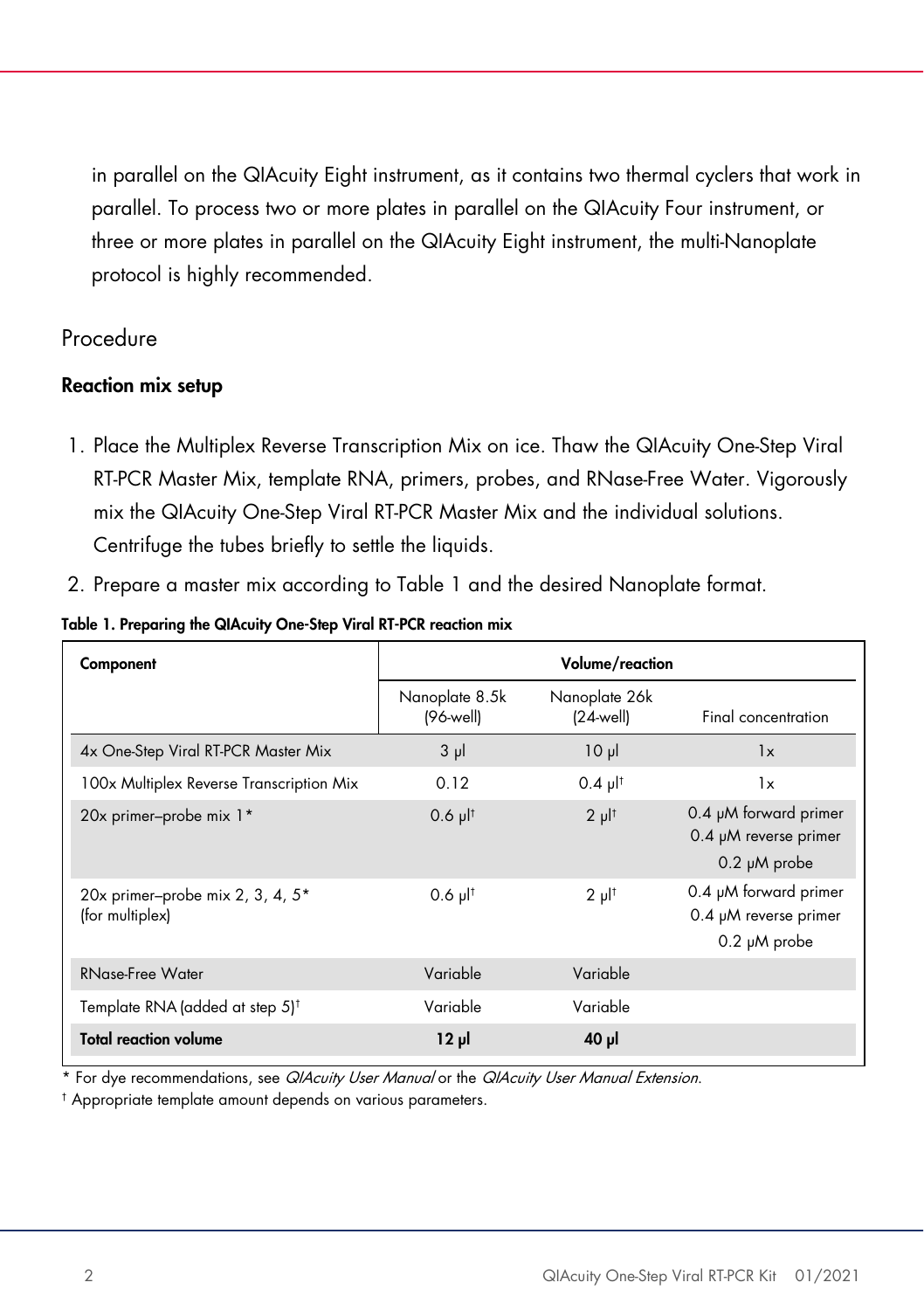in parallel on the QIAcuity Eight instrument, as it contains two thermal cyclers that work in parallel. To process two or more plates in parallel on the QIAcuity Four instrument, or three or more plates in parallel on the QIAcuity Eight instrument, the multi-Nanoplate protocol is highly recommended.

## Procedure

### Reaction mix setup

1. Place the Multiplex Reverse Transcription Mix on ice. Thaw the QIAcuity One-Step Viral RT-PCR Master Mix, template RNA, primers, probes, and RNase-Free Water. Vigorously mix the QIAcuity One-Step Viral RT-PCR Master Mix and the individual solutions. Centrifuge the tubes briefly to settle the liquids.
2. Prepare a master mix according to Table 1 and the desired Nanoplate format.

**Table 1. Preparing the QIAcuity One-Step Viral RT-PCR reaction mix**

| Component | Volume/reaction | | |
|---|---|---|---|
| | Nanoplate 8.5k (96-well) | Nanoplate 26k (24-well) | Final concentration |
| 4x One-Step Viral RT-PCR Master Mix | 3 µl | 10 µl | 1x |
| 100x Multiplex Reverse Transcription Mix | 0.12 | 0.4 µl† | 1x |
| 20x primer–probe mix 1* | 0.6 µl† | 2 µl† | 0.4 µM forward primer<br>0.4 µM reverse primer<br>0.2 µM probe |
| 20x primer–probe mix 2, 3, 4, 5* (for multiplex) | 0.6 µl† | 2 µl† | 0.4 µM forward primer<br>0.4 µM reverse primer<br>0.2 µM probe |
| RNase-Free Water | Variable | Variable | |
| Template RNA (added at step 5)† | Variable | Variable | |
| **Total reaction volume** | **12 µl** | **40 µl** | |

\* For dye recommendations, see *QIAcuity User Manual* or the *QIAcuity User Manual Extension*.

† Appropriate template amount depends on various parameters.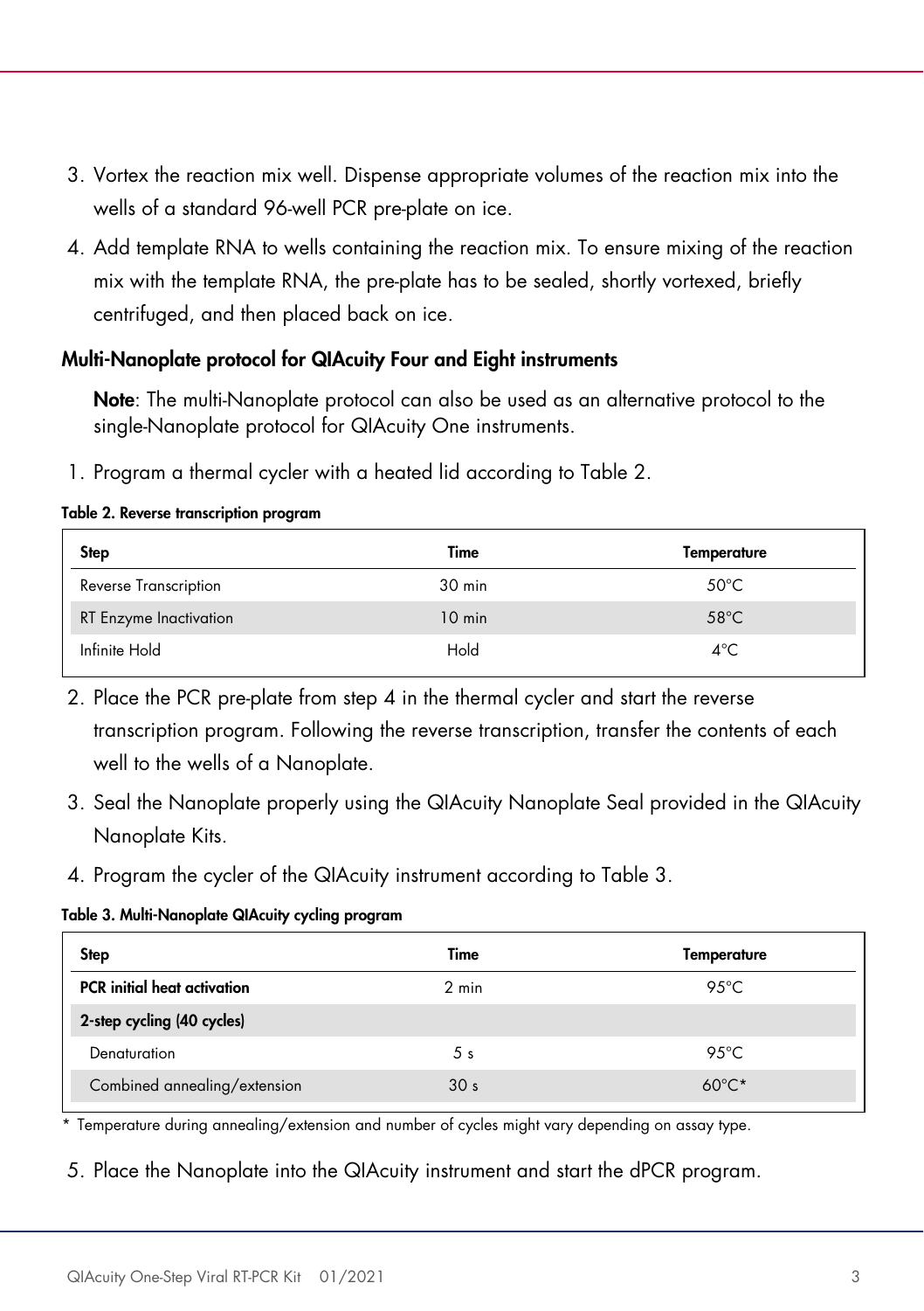3. Vortex the reaction mix well. Dispense appropriate volumes of the reaction mix into the wells of a standard 96-well PCR pre-plate on ice.
4. Add template RNA to wells containing the reaction mix. To ensure mixing of the reaction mix with the template RNA, the pre-plate has to be sealed, shortly vortexed, briefly centrifuged, and then placed back on ice.

### Multi-Nanoplate protocol for QIAcuity Four and Eight instruments

**Note**: The multi-Nanoplate protocol can also be used as an alternative protocol to the single-Nanoplate protocol for QIAcuity One instruments.

1. Program a thermal cycler with a heated lid according to Table 2.

**Table 2. Reverse transcription program**

| Step | Time | Temperature |
|---|---|---|
| Reverse Transcription | 30 min | 50°C |
| RT Enzyme Inactivation | 10 min | 58°C |
| Infinite Hold | Hold | 4°C |

2. Place the PCR pre-plate from step 4 in the thermal cycler and start the reverse transcription program. Following the reverse transcription, transfer the contents of each well to the wells of a Nanoplate.
3. Seal the Nanoplate properly using the QIAcuity Nanoplate Seal provided in the QIAcuity Nanoplate Kits.
4. Program the cycler of the QIAcuity instrument according to Table 3.

**Table 3. Multi-Nanoplate QIAcuity cycling program**

| Step | Time | Temperature |
|---|---|---|
| **PCR initial heat activation** | 2 min | 95°C |
| **2-step cycling (40 cycles)** | | |
| Denaturation | 5 s | 95°C |
| Combined annealing/extension | 30 s | 60°C* |

\* Temperature during annealing/extension and number of cycles might vary depending on assay type.

5. Place the Nanoplate into the QIAcuity instrument and start the dPCR program.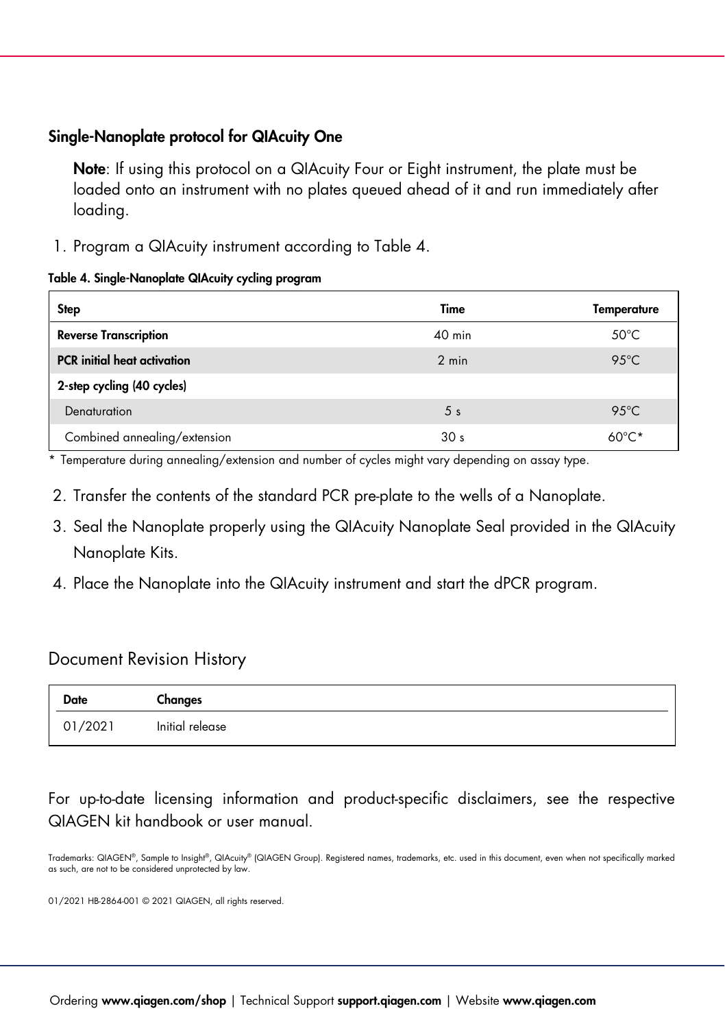## Single-Nanoplate protocol for QIAcuity One

**Note**: If using this protocol on a QIAcuity Four or Eight instrument, the plate must be loaded onto an instrument with no plates queued ahead of it and run immediately after loading.

1. Program a QIAcuity instrument according to Table 4.

**Table 4. Single-Nanoplate QIAcuity cycling program**

| Step | Time | Temperature |
|---|---|---|
| **Reverse Transcription** | 40 min | 50°C |
| **PCR initial heat activation** | 2 min | 95°C |
| **2-step cycling (40 cycles)** | | |
| Denaturation | 5 s | 95°C |
| Combined annealing/extension | 30 s | 60°C* |

\* Temperature during annealing/extension and number of cycles might vary depending on assay type.

2. Transfer the contents of the standard PCR pre-plate to the wells of a Nanoplate.
3. Seal the Nanoplate properly using the QIAcuity Nanoplate Seal provided in the QIAcuity Nanoplate Kits.
4. Place the Nanoplate into the QIAcuity instrument and start the dPCR program.

## Document Revision History

| Date | Changes |
|---|---|
| 01/2021 | Initial release |

For up-to-date licensing information and product-specific disclaimers, see the respective QIAGEN kit handbook or user manual.

Trademarks: QIAGEN®, Sample to Insight®, QIAcuity® (QIAGEN Group). Registered names, trademarks, etc. used in this document, even when not specifically marked as such, are not to be considered unprotected by law.

01/2021 HB-2864-001 © 2021 QIAGEN, all rights reserved.

Ordering **www.qiagen.com/shop** | Technical Support **support.qiagen.com** | Website **www.qiagen.com**